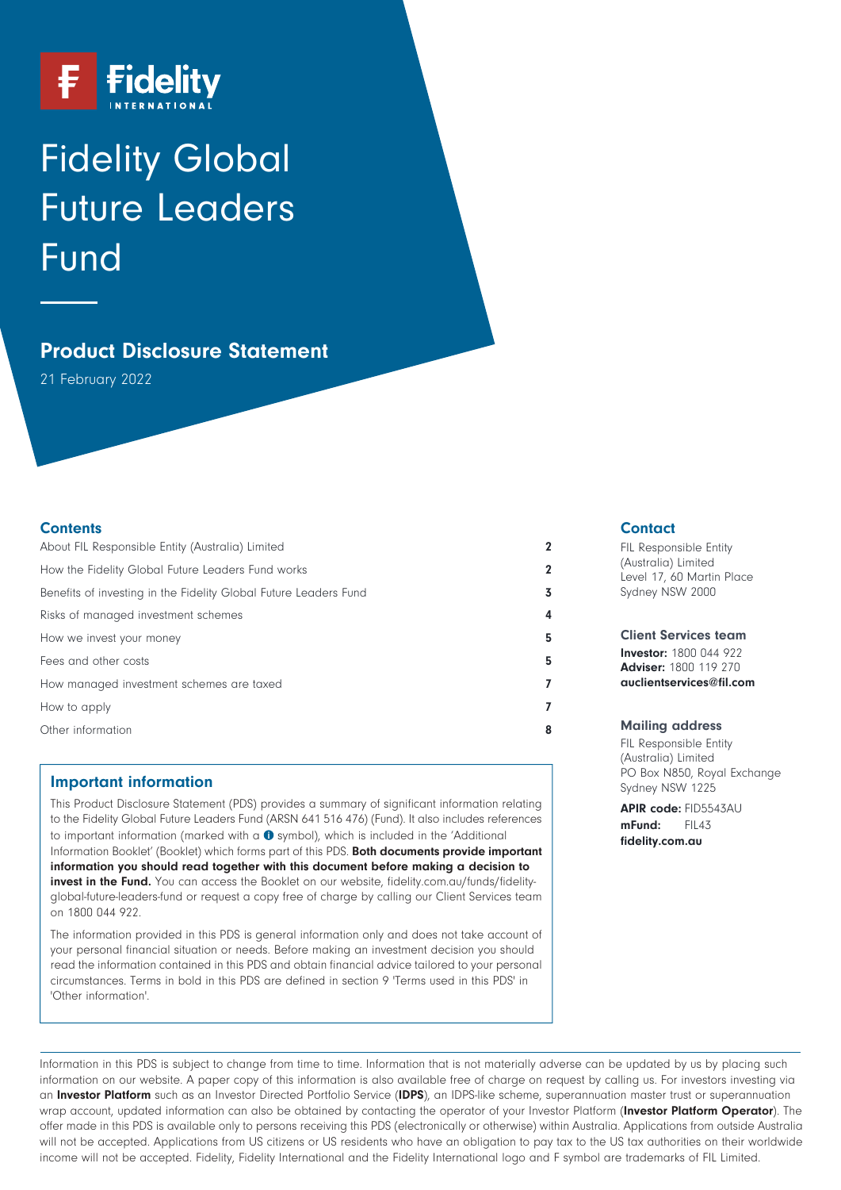Fidelity INTERNATIONAL

# Fidelity Global Future Leaders Fund

## Product Disclosure Statement

21 February 2022

### Contents

| | |
|---|---|
| About FIL Responsible Entity (Australia) Limited | 2 |
| How the Fidelity Global Future Leaders Fund works | 2 |
| Benefits of investing in the Fidelity Global Future Leaders Fund | 3 |
| Risks of managed investment schemes | 4 |
| How we invest your money | 5 |
| Fees and other costs | 5 |
| How managed investment schemes are taxed | 7 |
| How to apply | 7 |
| Other information | 8 |

### Important information

This Product Disclosure Statement (PDS) provides a summary of significant information relating to the Fidelity Global Future Leaders Fund (ARSN 641 516 476) (Fund). It also includes references to important information (marked with a ℹ symbol), which is included in the 'Additional Information Booklet' (Booklet) which forms part of this PDS. **Both documents provide important information you should read together with this document before making a decision to invest in the Fund.** You can access the Booklet on our website, fidelity.com.au/funds/fidelity-global-future-leaders-fund or request a copy free of charge by calling our Client Services team on 1800 044 922.

The information provided in this PDS is general information only and does not take account of your personal financial situation or needs. Before making an investment decision you should read the information contained in this PDS and obtain financial advice tailored to your personal circumstances. Terms in bold in this PDS are defined in section 9 'Terms used in this PDS' in 'Other information'.

### Contact

FIL Responsible Entity (Australia) Limited
Level 17, 60 Martin Place
Sydney NSW 2000

#### Client Services team

**Investor:** 1800 044 922
**Adviser:** 1800 119 270
**auclientservices@fil.com**

#### Mailing address

FIL Responsible Entity (Australia) Limited
PO Box N850, Royal Exchange
Sydney NSW 1225

**APIR code:** FID5543AU
**mFund:** FIL43
**fidelity.com.au**

Information in this PDS is subject to change from time to time. Information that is not materially adverse can be updated by us by placing such information on our website. A paper copy of this information is also available free of charge on request by calling us. For investors investing via an **Investor Platform** such as an Investor Directed Portfolio Service (**IDPS**), an IDPS-like scheme, superannuation master trust or superannuation wrap account, updated information can also be obtained by contacting the operator of your Investor Platform (**Investor Platform Operator**). The offer made in this PDS is available only to persons receiving this PDS (electronically or otherwise) within Australia. Applications from outside Australia will not be accepted. Applications from US citizens or US residents who have an obligation to pay tax to the US tax authorities on their worldwide income will not be accepted. Fidelity, Fidelity International and the Fidelity International logo and F symbol are trademarks of FIL Limited.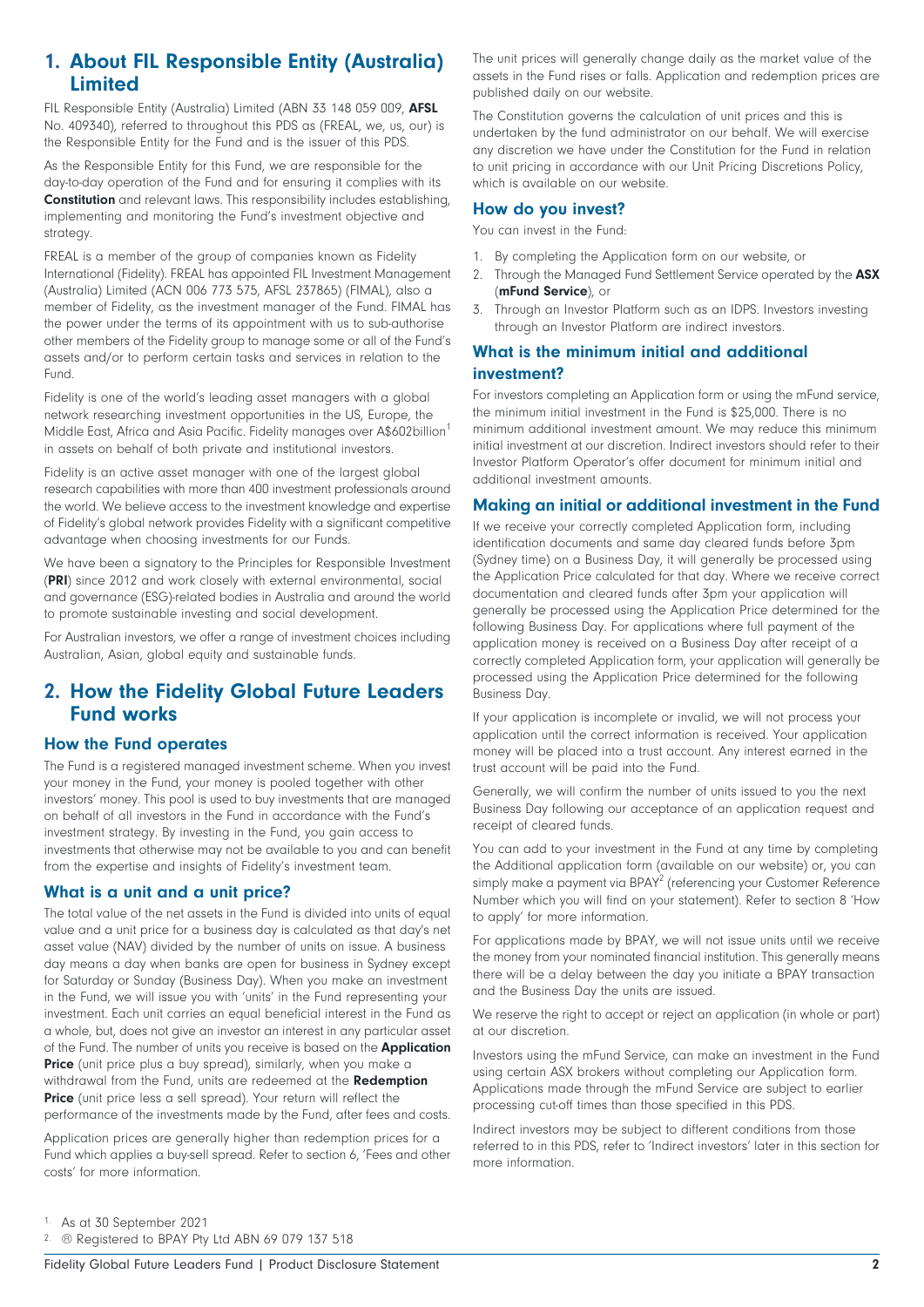## 1. About FIL Responsible Entity (Australia) Limited

FIL Responsible Entity (Australia) Limited (ABN 33 148 059 009, **AFSL** No. 409340), referred to throughout this PDS as (FREAL, we, us, our) is the Responsible Entity for the Fund and is the issuer of this PDS.

As the Responsible Entity for this Fund, we are responsible for the day-to-day operation of the Fund and for ensuring it complies with its **Constitution** and relevant laws. This responsibility includes establishing, implementing and monitoring the Fund's investment objective and strategy.

FREAL is a member of the group of companies known as Fidelity International (Fidelity). FREAL has appointed FIL Investment Management (Australia) Limited (ACN 006 773 575, AFSL 237865) (FIMAL), also a member of Fidelity, as the investment manager of the Fund. FIMAL has the power under the terms of its appointment with us to sub-authorise other members of the Fidelity group to manage some or all of the Fund's assets and/or to perform certain tasks and services in relation to the Fund.

Fidelity is one of the world's leading asset managers with a global network researching investment opportunities in the US, Europe, the Middle East, Africa and Asia Pacific. Fidelity manages over A$602billion[1] in assets on behalf of both private and institutional investors.

Fidelity is an active asset manager with one of the largest global research capabilities with more than 400 investment professionals around the world. We believe access to the investment knowledge and expertise of Fidelity's global network provides Fidelity with a significant competitive advantage when choosing investments for our Funds.

We have been a signatory to the Principles for Responsible Investment (**PRI**) since 2012 and work closely with external environmental, social and governance (ESG)-related bodies in Australia and around the world to promote sustainable investing and social development.

For Australian investors, we offer a range of investment choices including Australian, Asian, global equity and sustainable funds.

## 2. How the Fidelity Global Future Leaders Fund works

### How the Fund operates

The Fund is a registered managed investment scheme. When you invest your money in the Fund, your money is pooled together with other investors' money. This pool is used to buy investments that are managed on behalf of all investors in the Fund in accordance with the Fund's investment strategy. By investing in the Fund, you gain access to investments that otherwise may not be available to you and can benefit from the expertise and insights of Fidelity's investment team.

### What is a unit and a unit price?

The total value of the net assets in the Fund is divided into units of equal value and a unit price for a business day is calculated as that day's net asset value (NAV) divided by the number of units on issue. A business day means a day when banks are open for business in Sydney except for Saturday or Sunday (Business Day). When you make an investment in the Fund, we will issue you with 'units' in the Fund representing your investment. Each unit carries an equal beneficial interest in the Fund as a whole, but, does not give an investor an interest in any particular asset of the Fund. The number of units you receive is based on the **Application Price** (unit price plus a buy spread), similarly, when you make a withdrawal from the Fund, units are redeemed at the **Redemption Price** (unit price less a sell spread). Your return will reflect the performance of the investments made by the Fund, after fees and costs.

Application prices are generally higher than redemption prices for a Fund which applies a buy-sell spread. Refer to section 6, 'Fees and other costs' for more information.

The unit prices will generally change daily as the market value of the assets in the Fund rises or falls. Application and redemption prices are published daily on our website.

The Constitution governs the calculation of unit prices and this is undertaken by the fund administrator on our behalf. We will exercise any discretion we have under the Constitution for the Fund in relation to unit pricing in accordance with our Unit Pricing Discretions Policy, which is available on our website.

### How do you invest?

You can invest in the Fund:

1. By completing the Application form on our website, or
2. Through the Managed Fund Settlement Service operated by the **ASX** (**mFund Service**), or
3. Through an Investor Platform such as an IDPS. Investors investing through an Investor Platform are indirect investors.

### What is the minimum initial and additional investment?

For investors completing an Application form or using the mFund service, the minimum initial investment in the Fund is $25,000. There is no minimum additional investment amount. We may reduce this minimum initial investment at our discretion. Indirect investors should refer to their Investor Platform Operator's offer document for minimum initial and additional investment amounts.

### Making an initial or additional investment in the Fund

If we receive your correctly completed Application form, including identification documents and same day cleared funds before 3pm (Sydney time) on a Business Day, it will generally be processed using the Application Price calculated for that day. Where we receive correct documentation and cleared funds after 3pm your application will generally be processed using the Application Price determined for the following Business Day. For applications where full payment of the application money is received on a Business Day after receipt of a correctly completed Application form, your application will generally be processed using the Application Price determined for the following Business Day.

If your application is incomplete or invalid, we will not process your application until the correct information is received. Your application money will be placed into a trust account. Any interest earned in the trust account will be paid into the Fund.

Generally, we will confirm the number of units issued to you the next Business Day following our acceptance of an application request and receipt of cleared funds.

You can add to your investment in the Fund at any time by completing the Additional application form (available on our website) or, you can simply make a payment via BPAY[2] (referencing your Customer Reference Number which you will find on your statement). Refer to section 8 'How to apply' for more information.

For applications made by BPAY, we will not issue units until we receive the money from your nominated financial institution. This generally means there will be a delay between the day you initiate a BPAY transaction and the Business Day the units are issued.

We reserve the right to accept or reject an application (in whole or part) at our discretion.

Investors using the mFund Service, can make an investment in the Fund using certain ASX brokers without completing our Application form. Applications made through the mFund Service are subject to earlier processing cut-off times than those specified in this PDS.

Indirect investors may be subject to different conditions from those referred to in this PDS, refer to 'Indirect investors' later in this section for more information.

[1] As at 30 September 2021

[2] ® Registered to BPAY Pty Ltd ABN 69 079 137 518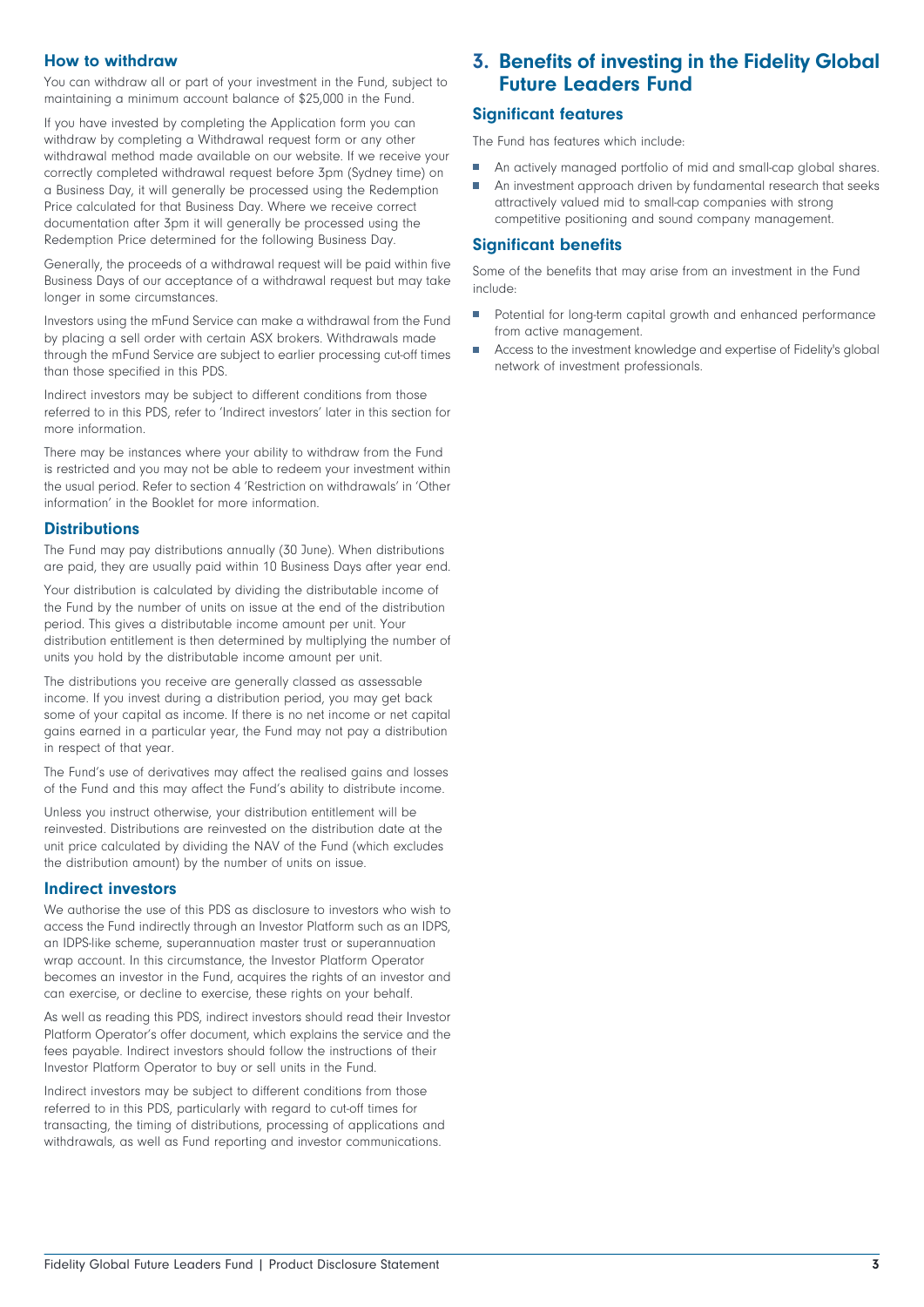### How to withdraw

You can withdraw all or part of your investment in the Fund, subject to maintaining a minimum account balance of $25,000 in the Fund.

If you have invested by completing the Application form you can withdraw by completing a Withdrawal request form or any other withdrawal method made available on our website. If we receive your correctly completed withdrawal request before 3pm (Sydney time) on a Business Day, it will generally be processed using the Redemption Price calculated for that Business Day. Where we receive correct documentation after 3pm it will generally be processed using the Redemption Price determined for the following Business Day.

Generally, the proceeds of a withdrawal request will be paid within five Business Days of our acceptance of a withdrawal request but may take longer in some circumstances.

Investors using the mFund Service can make a withdrawal from the Fund by placing a sell order with certain ASX brokers. Withdrawals made through the mFund Service are subject to earlier processing cut-off times than those specified in this PDS.

Indirect investors may be subject to different conditions from those referred to in this PDS, refer to 'Indirect investors' later in this section for more information.

There may be instances where your ability to withdraw from the Fund is restricted and you may not be able to redeem your investment within the usual period. Refer to section 4 'Restriction on withdrawals' in 'Other information' in the Booklet for more information.

### Distributions

The Fund may pay distributions annually (30 June). When distributions are paid, they are usually paid within 10 Business Days after year end.

Your distribution is calculated by dividing the distributable income of the Fund by the number of units on issue at the end of the distribution period. This gives a distributable income amount per unit. Your distribution entitlement is then determined by multiplying the number of units you hold by the distributable income amount per unit.

The distributions you receive are generally classed as assessable income. If you invest during a distribution period, you may get back some of your capital as income. If there is no net income or net capital gains earned in a particular year, the Fund may not pay a distribution in respect of that year.

The Fund's use of derivatives may affect the realised gains and losses of the Fund and this may affect the Fund's ability to distribute income.

Unless you instruct otherwise, your distribution entitlement will be reinvested. Distributions are reinvested on the distribution date at the unit price calculated by dividing the NAV of the Fund (which excludes the distribution amount) by the number of units on issue.

### Indirect investors

We authorise the use of this PDS as disclosure to investors who wish to access the Fund indirectly through an Investor Platform such as an IDPS, an IDPS-like scheme, superannuation master trust or superannuation wrap account. In this circumstance, the Investor Platform Operator becomes an investor in the Fund, acquires the rights of an investor and can exercise, or decline to exercise, these rights on your behalf.

As well as reading this PDS, indirect investors should read their Investor Platform Operator's offer document, which explains the service and the fees payable. Indirect investors should follow the instructions of their Investor Platform Operator to buy or sell units in the Fund.

Indirect investors may be subject to different conditions from those referred to in this PDS, particularly with regard to cut-off times for transacting, the timing of distributions, processing of applications and withdrawals, as well as Fund reporting and investor communications.

## 3. Benefits of investing in the Fidelity Global Future Leaders Fund

### Significant features

The Fund has features which include:

- An actively managed portfolio of mid and small-cap global shares.
- An investment approach driven by fundamental research that seeks attractively valued mid to small-cap companies with strong competitive positioning and sound company management.

### Significant benefits

Some of the benefits that may arise from an investment in the Fund include:

- Potential for long-term capital growth and enhanced performance from active management.
- Access to the investment knowledge and expertise of Fidelity's global network of investment professionals.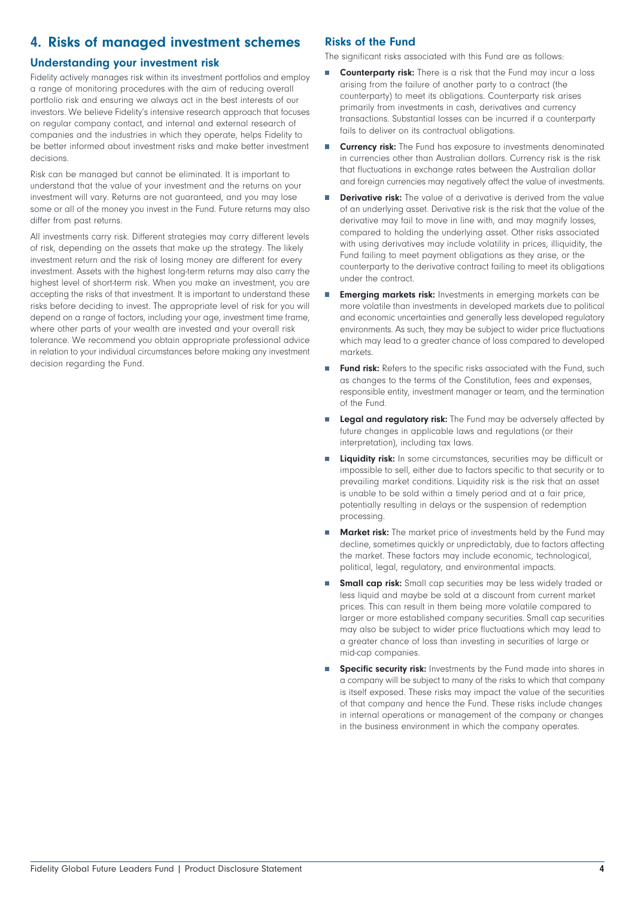## 4. Risks of managed investment schemes

### Understanding your investment risk

Fidelity actively manages risk within its investment portfolios and employ a range of monitoring procedures with the aim of reducing overall portfolio risk and ensuring we always act in the best interests of our investors. We believe Fidelity's intensive research approach that focuses on regular company contact, and internal and external research of companies and the industries in which they operate, helps Fidelity to be better informed about investment risks and make better investment decisions.

Risk can be managed but cannot be eliminated. It is important to understand that the value of your investment and the returns on your investment will vary. Returns are not guaranteed, and you may lose some or all of the money you invest in the Fund. Future returns may also differ from past returns.

All investments carry risk. Different strategies may carry different levels of risk, depending on the assets that make up the strategy. The likely investment return and the risk of losing money are different for every investment. Assets with the highest long-term returns may also carry the highest level of short-term risk. When you make an investment, you are accepting the risks of that investment. It is important to understand these risks before deciding to invest. The appropriate level of risk for you will depend on a range of factors, including your age, investment time frame, where other parts of your wealth are invested and your overall risk tolerance. We recommend you obtain appropriate professional advice in relation to your individual circumstances before making any investment decision regarding the Fund.

### Risks of the Fund

The significant risks associated with this Fund are as follows:

- **Counterparty risk:** There is a risk that the Fund may incur a loss arising from the failure of another party to a contract (the counterparty) to meet its obligations. Counterparty risk arises primarily from investments in cash, derivatives and currency transactions. Substantial losses can be incurred if a counterparty fails to deliver on its contractual obligations.
- **Currency risk:** The Fund has exposure to investments denominated in currencies other than Australian dollars. Currency risk is the risk that fluctuations in exchange rates between the Australian dollar and foreign currencies may negatively affect the value of investments.
- **Derivative risk:** The value of a derivative is derived from the value of an underlying asset. Derivative risk is the risk that the value of the derivative may fail to move in line with, and may magnify losses, compared to holding the underlying asset. Other risks associated with using derivatives may include volatility in prices, illiquidity, the Fund failing to meet payment obligations as they arise, or the counterparty to the derivative contract failing to meet its obligations under the contract.
- **Emerging markets risk:** Investments in emerging markets can be more volatile than investments in developed markets due to political and economic uncertainties and generally less developed regulatory environments. As such, they may be subject to wider price fluctuations which may lead to a greater chance of loss compared to developed markets.
- **Fund risk:** Refers to the specific risks associated with the Fund, such as changes to the terms of the Constitution, fees and expenses, responsible entity, investment manager or team, and the termination of the Fund.
- **Legal and regulatory risk:** The Fund may be adversely affected by future changes in applicable laws and regulations (or their interpretation), including tax laws.
- **Liquidity risk:** In some circumstances, securities may be difficult or impossible to sell, either due to factors specific to that security or to prevailing market conditions. Liquidity risk is the risk that an asset is unable to be sold within a timely period and at a fair price, potentially resulting in delays or the suspension of redemption processing.
- **Market risk:** The market price of investments held by the Fund may decline, sometimes quickly or unpredictably, due to factors affecting the market. These factors may include economic, technological, political, legal, regulatory, and environmental impacts.
- **Small cap risk:** Small cap securities may be less widely traded or less liquid and maybe be sold at a discount from current market prices. This can result in them being more volatile compared to larger or more established company securities. Small cap securities may also be subject to wider price fluctuations which may lead to a greater chance of loss than investing in securities of large or mid-cap companies.
- **Specific security risk:** Investments by the Fund made into shares in a company will be subject to many of the risks to which that company is itself exposed. These risks may impact the value of the securities of that company and hence the Fund. These risks include changes in internal operations or management of the company or changes in the business environment in which the company operates.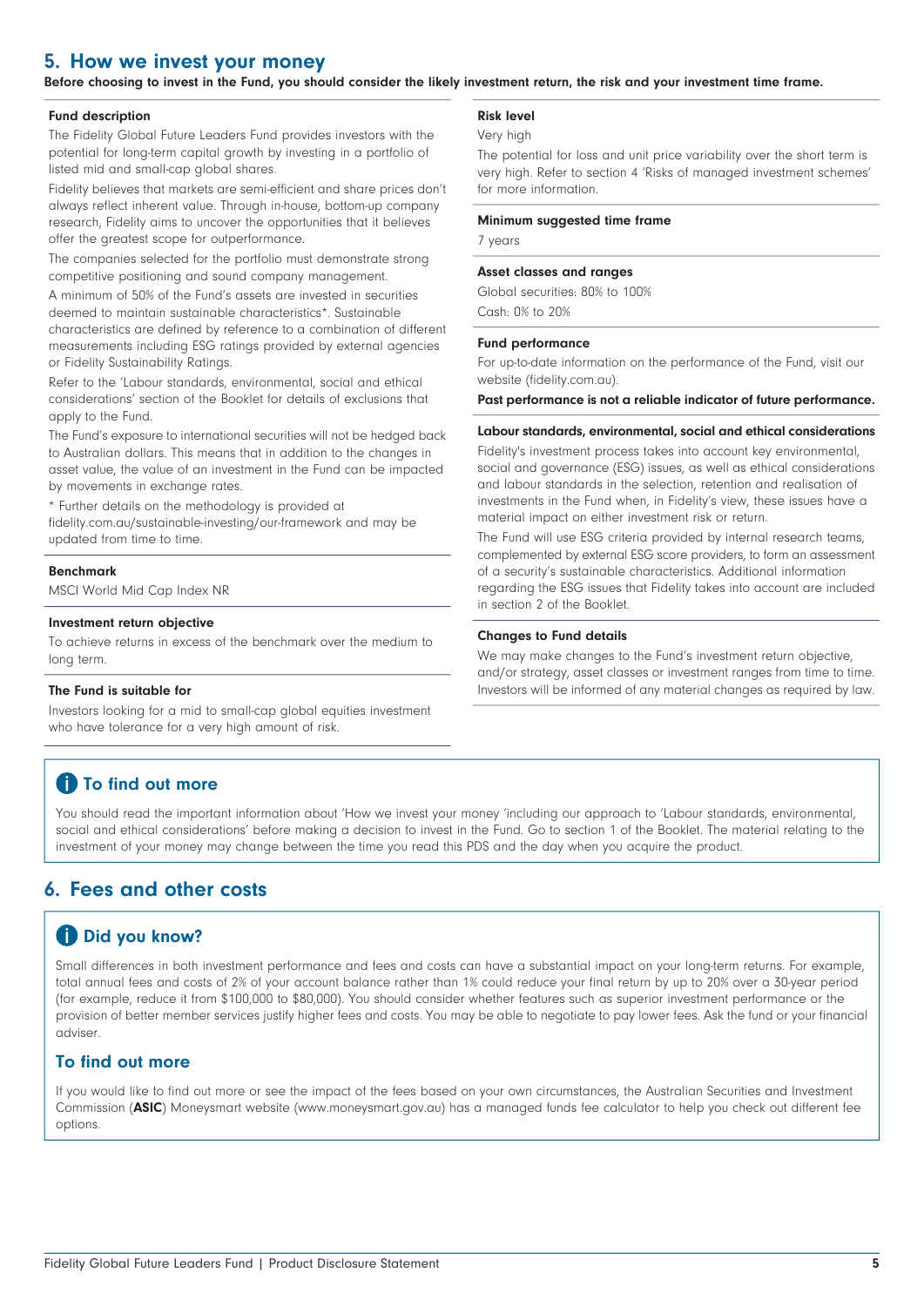## 5. How we invest your money

**Before choosing to invest in the Fund, you should consider the likely investment return, the risk and your investment time frame.**

### Fund description

The Fidelity Global Future Leaders Fund provides investors with the potential for long-term capital growth by investing in a portfolio of listed mid and small-cap global shares.

Fidelity believes that markets are semi-efficient and share prices don't always reflect inherent value. Through in-house, bottom-up company research, Fidelity aims to uncover the opportunities that it believes offer the greatest scope for outperformance.

The companies selected for the portfolio must demonstrate strong competitive positioning and sound company management.

A minimum of 50% of the Fund's assets are invested in securities deemed to maintain sustainable characteristics*. Sustainable characteristics are defined by reference to a combination of different measurements including ESG ratings provided by external agencies or Fidelity Sustainability Ratings.

Refer to the 'Labour standards, environmental, social and ethical considerations' section of the Booklet for details of exclusions that apply to the Fund.

The Fund's exposure to international securities will not be hedged back to Australian dollars. This means that in addition to the changes in asset value, the value of an investment in the Fund can be impacted by movements in exchange rates.

* Further details on the methodology is provided at fidelity.com.au/sustainable-investing/our-framework and may be updated from time to time.

### Benchmark

MSCI World Mid Cap Index NR

### Investment return objective

To achieve returns in excess of the benchmark over the medium to long term.

### The Fund is suitable for

Investors looking for a mid to small-cap global equities investment who have tolerance for a very high amount of risk.

### Risk level

Very high

The potential for loss and unit price variability over the short term is very high. Refer to section 4 'Risks of managed investment schemes' for more information.

### Minimum suggested time frame

7 years

### Asset classes and ranges

Global securities: 80% to 100%

Cash: 0% to 20%

### Fund performance

For up-to-date information on the performance of the Fund, visit our website (fidelity.com.au).

**Past performance is not a reliable indicator of future performance.**

### Labour standards, environmental, social and ethical considerations

Fidelity's investment process takes into account key environmental, social and governance (ESG) issues, as well as ethical considerations and labour standards in the selection, retention and realisation of investments in the Fund when, in Fidelity's view, these issues have a material impact on either investment risk or return.

The Fund will use ESG criteria provided by internal research teams, complemented by external ESG score providers, to form an assessment of a security's sustainable characteristics. Additional information regarding the ESG issues that Fidelity takes into account are included in section 2 of the Booklet.

### Changes to Fund details

We may make changes to the Fund's investment return objective, and/or strategy, asset classes or investment ranges from time to time. Investors will be informed of any material changes as required by law.

### To find out more

You should read the important information about 'How we invest your money 'including our approach to 'Labour standards, environmental, social and ethical considerations' before making a decision to invest in the Fund. Go to section 1 of the Booklet. The material relating to the investment of your money may change between the time you read this PDS and the day when you acquire the product.

## 6. Fees and other costs

### Did you know?

Small differences in both investment performance and fees and costs can have a substantial impact on your long-term returns. For example, total annual fees and costs of 2% of your account balance rather than 1% could reduce your final return by up to 20% over a 30-year period (for example, reduce it from $100,000 to $80,000). You should consider whether features such as superior investment performance or the provision of better member services justify higher fees and costs. You may be able to negotiate to pay lower fees. Ask the fund or your financial adviser.

### To find out more

If you would like to find out more or see the impact of the fees based on your own circumstances, the Australian Securities and Investment Commission (**ASIC**) Moneysmart website (www.moneysmart.gov.au) has a managed funds fee calculator to help you check out different fee options.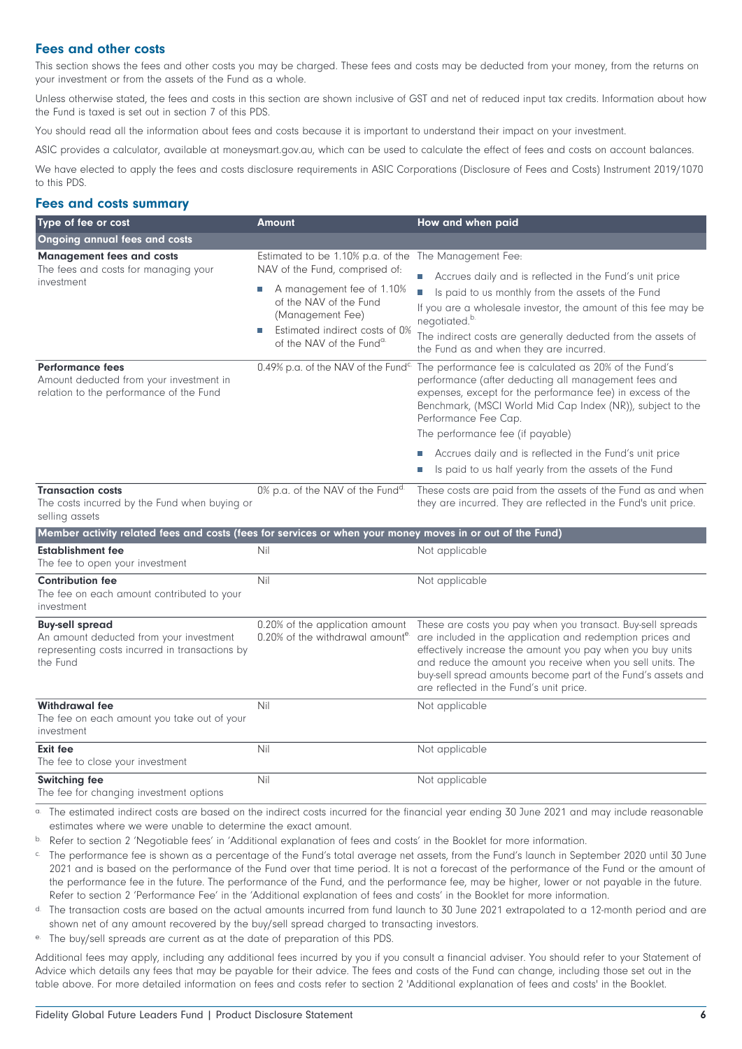## Fees and other costs

This section shows the fees and other costs you may be charged. These fees and costs may be deducted from your money, from the returns on your investment or from the assets of the Fund as a whole.

Unless otherwise stated, the fees and costs in this section are shown inclusive of GST and net of reduced input tax credits. Information about how the Fund is taxed is set out in section 7 of this PDS.

You should read all the information about fees and costs because it is important to understand their impact on your investment.

ASIC provides a calculator, available at moneysmart.gov.au, which can be used to calculate the effect of fees and costs on account balances.

We have elected to apply the fees and costs disclosure requirements in ASIC Corporations (Disclosure of Fees and Costs) Instrument 2019/1070 to this PDS.

## Fees and costs summary

| Type of fee or cost | Amount | How and when paid |
|---|---|---|
| **Ongoing annual fees and costs** | | |
| **Management fees and costs**<br>The fees and costs for managing your investment | Estimated to be 1.10% p.a. of the NAV of the Fund, comprised of:<br>- A management fee of 1.10% of the NAV of the Fund (Management Fee)<br>- Estimated indirect costs of 0% of the NAV of the Fund[a] | The Management Fee:<br>- Accrues daily and is reflected in the Fund's unit price<br>- Is paid to us monthly from the assets of the Fund<br>If you are a wholesale investor, the amount of this fee may be negotiated.[b]<br>The indirect costs are generally deducted from the assets of the Fund as and when they are incurred. |
| **Performance fees**<br>Amount deducted from your investment in relation to the performance of the Fund | 0.49% p.a. of the NAV of the Fund[c] | The performance fee is calculated as 20% of the Fund's performance (after deducting all management fees and expenses, except for the performance fee) in excess of the Benchmark, (MSCI World Mid Cap Index (NR)), subject to the Performance Fee Cap.<br>The performance fee (if payable)<br>- Accrues daily and is reflected in the Fund's unit price<br>- Is paid to us half yearly from the assets of the Fund |
| **Transaction costs**<br>The costs incurred by the Fund when buying or selling assets | 0% p.a. of the NAV of the Fund[d] | These costs are paid from the assets of the Fund as and when they are incurred. They are reflected in the Fund's unit price. |
| **Member activity related fees and costs (fees for services or when your money moves in or out of the Fund)** | | |
| **Establishment fee**<br>The fee to open your investment | Nil | Not applicable |
| **Contribution fee**<br>The fee on each amount contributed to your investment | Nil | Not applicable |
| **Buy-sell spread**<br>An amount deducted from your investment representing costs incurred in transactions by the Fund | 0.20% of the application amount<br>0.20% of the withdrawal amount[e] | These are costs you pay when you transact. Buy-sell spreads are included in the application and redemption prices and effectively increase the amount you pay when you buy units and reduce the amount you receive when you sell units. The buy-sell spread amounts become part of the Fund's assets and are reflected in the Fund's unit price. |
| **Withdrawal fee**<br>The fee on each amount you take out of your investment | Nil | Not applicable |
| **Exit fee**<br>The fee to close your investment | Nil | Not applicable |
| **Switching fee**<br>The fee for changing investment options | Nil | Not applicable |

[a] The estimated indirect costs are based on the indirect costs incurred for the financial year ending 30 June 2021 and may include reasonable estimates where we were unable to determine the exact amount.

[b] Refer to section 2 'Negotiable fees' in 'Additional explanation of fees and costs' in the Booklet for more information.

[c] The performance fee is shown as a percentage of the Fund's total average net assets, from the Fund's launch in September 2020 until 30 June 2021 and is based on the performance of the Fund over that time period. It is not a forecast of the performance of the Fund or the amount of the performance fee in the future. The performance of the Fund, and the performance fee, may be higher, lower or not payable in the future. Refer to section 2 'Performance Fee' in the 'Additional explanation of fees and costs' in the Booklet for more information.

[d] The transaction costs are based on the actual amounts incurred from fund launch to 30 June 2021 extrapolated to a 12-month period and are shown net of any amount recovered by the buy/sell spread charged to transacting investors.

[e] The buy/sell spreads are current as at the date of preparation of this PDS.

Additional fees may apply, including any additional fees incurred by you if you consult a financial adviser. You should refer to your Statement of Advice which details any fees that may be payable for their advice. The fees and costs of the Fund can change, including those set out in the table above. For more detailed information on fees and costs refer to section 2 'Additional explanation of fees and costs' in the Booklet.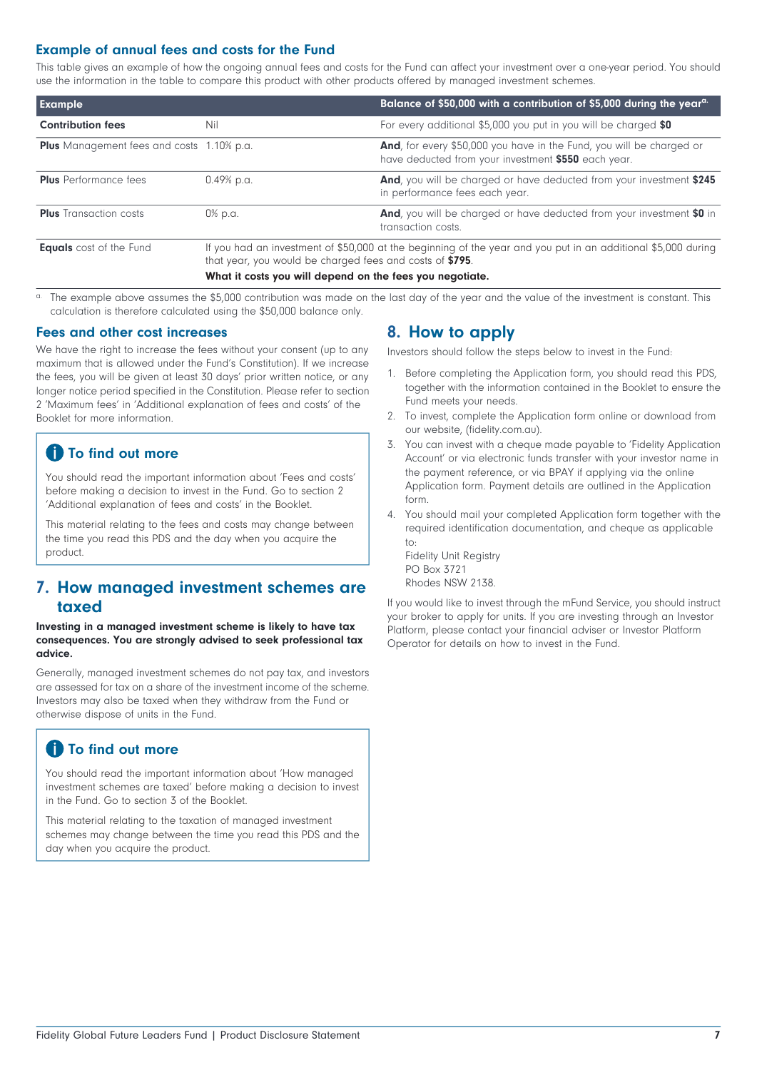### Example of annual fees and costs for the Fund

This table gives an example of how the ongoing annual fees and costs for the Fund can affect your investment over a one-year period. You should use the information in the table to compare this product with other products offered by managed investment schemes.

| Example | | Balance of $50,000 with a contribution of $5,000 during the year[a] |
|---|---|---|
| **Contribution fees** | Nil | For every additional $5,000 you put in you will be charged **$0** |
| **Plus** Management fees and costs | 1.10% p.a. | **And**, for every $50,000 you have in the Fund, you will be charged or have deducted from your investment **$550** each year. |
| **Plus** Performance fees | 0.49% p.a. | **And**, you will be charged or have deducted from your investment **$245** in performance fees each year. |
| **Plus** Transaction costs | 0% p.a. | **And**, you will be charged or have deducted from your investment **$0** in transaction costs. |
| **Equals** cost of the Fund | If you had an investment of $50,000 at the beginning of the year and you put in an additional $5,000 during that year, you would be charged fees and costs of **$795**. **What it costs you will depend on the fees you negotiate.** | |

[a] The example above assumes the $5,000 contribution was made on the last day of the year and the value of the investment is constant. This calculation is therefore calculated using the $50,000 balance only.

### Fees and other cost increases

We have the right to increase the fees without your consent (up to any maximum that is allowed under the Fund's Constitution). If we increase the fees, you will be given at least 30 days' prior written notice, or any longer notice period specified in the Constitution. Please refer to section 2 'Maximum fees' in 'Additional explanation of fees and costs' of the Booklet for more information.

**To find out more**

You should read the important information about 'Fees and costs' before making a decision to invest in the Fund. Go to section 2 'Additional explanation of fees and costs' in the Booklet.

This material relating to the fees and costs may change between the time you read this PDS and the day when you acquire the product.

## 7. How managed investment schemes are taxed

**Investing in a managed investment scheme is likely to have tax consequences. You are strongly advised to seek professional tax advice.**

Generally, managed investment schemes do not pay tax, and investors are assessed for tax on a share of the investment income of the scheme. Investors may also be taxed when they withdraw from the Fund or otherwise dispose of units in the Fund.

**To find out more**

You should read the important information about 'How managed investment schemes are taxed' before making a decision to invest in the Fund. Go to section 3 of the Booklet.

This material relating to the taxation of managed investment schemes may change between the time you read this PDS and the day when you acquire the product.

## 8. How to apply

Investors should follow the steps below to invest in the Fund:

1. Before completing the Application form, you should read this PDS, together with the information contained in the Booklet to ensure the Fund meets your needs.
2. To invest, complete the Application form online or download from our website, (fidelity.com.au).
3. You can invest with a cheque made payable to 'Fidelity Application Account' or via electronic funds transfer with your investor name in the payment reference, or via BPAY if applying via the online Application form. Payment details are outlined in the Application form.
4. You should mail your completed Application form together with the required identification documentation, and cheque as applicable to:
   Fidelity Unit Registry
   PO Box 3721
   Rhodes NSW 2138.

If you would like to invest through the mFund Service, you should instruct your broker to apply for units. If you are investing through an Investor Platform, please contact your financial adviser or Investor Platform Operator for details on how to invest in the Fund.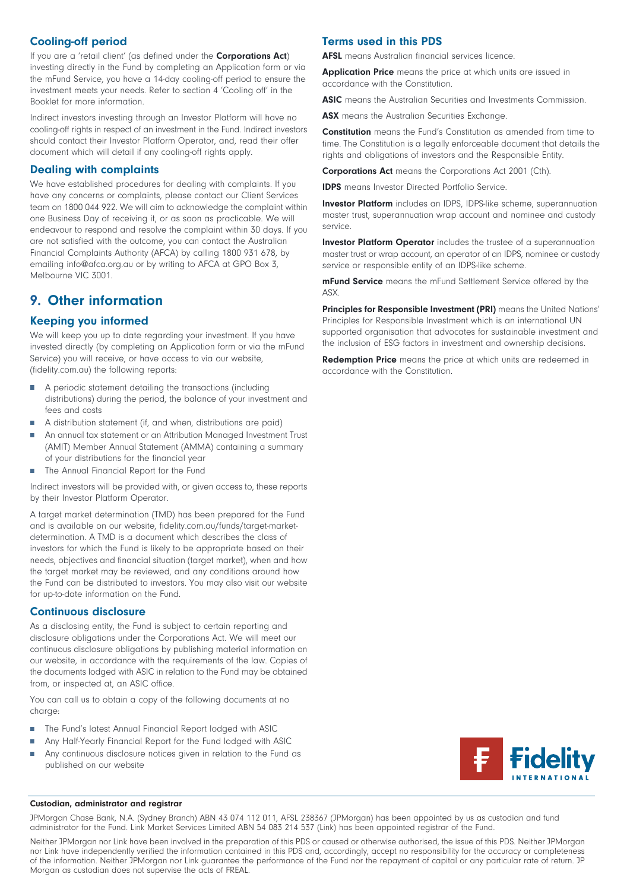### Cooling-off period

If you are a 'retail client' (as defined under the **Corporations Act**) investing directly in the Fund by completing an Application form or via the mFund Service, you have a 14-day cooling-off period to ensure the investment meets your needs. Refer to section 4 'Cooling off' in the Booklet for more information.

Indirect investors investing through an Investor Platform will have no cooling-off rights in respect of an investment in the Fund. Indirect investors should contact their Investor Platform Operator, and, read their offer document which will detail if any cooling-off rights apply.

### Dealing with complaints

We have established procedures for dealing with complaints. If you have any concerns or complaints, please contact our Client Services team on 1800 044 922. We will aim to acknowledge the complaint within one Business Day of receiving it, or as soon as practicable. We will endeavour to respond and resolve the complaint within 30 days. If you are not satisfied with the outcome, you can contact the Australian Financial Complaints Authority (AFCA) by calling 1800 931 678, by emailing info@afca.org.au or by writing to AFCA at GPO Box 3, Melbourne VIC 3001.

## 9. Other information

### Keeping you informed

We will keep you up to date regarding your investment. If you have invested directly (by completing an Application form or via the mFund Service) you will receive, or have access to via our website, (fidelity.com.au) the following reports:

- A periodic statement detailing the transactions (including distributions) during the period, the balance of your investment and fees and costs
- A distribution statement (if, and when, distributions are paid)
- An annual tax statement or an Attribution Managed Investment Trust (AMIT) Member Annual Statement (AMMA) containing a summary of your distributions for the financial year
- The Annual Financial Report for the Fund

Indirect investors will be provided with, or given access to, these reports by their Investor Platform Operator.

A target market determination (TMD) has been prepared for the Fund and is available on our website, fidelity.com.au/funds/target-market-determination. A TMD is a document which describes the class of investors for which the Fund is likely to be appropriate based on their needs, objectives and financial situation (target market), when and how the target market may be reviewed, and any conditions around how the Fund can be distributed to investors. You may also visit our website for up-to-date information on the Fund.

### Continuous disclosure

As a disclosing entity, the Fund is subject to certain reporting and disclosure obligations under the Corporations Act. We will meet our continuous disclosure obligations by publishing material information on our website, in accordance with the requirements of the law. Copies of the documents lodged with ASIC in relation to the Fund may be obtained from, or inspected at, an ASIC office.

You can call us to obtain a copy of the following documents at no charge:

- The Fund's latest Annual Financial Report lodged with ASIC
- Any Half-Yearly Financial Report for the Fund lodged with ASIC
- Any continuous disclosure notices given in relation to the Fund as published on our website

### Terms used in this PDS

**AFSL** means Australian financial services licence.

**Application Price** means the price at which units are issued in accordance with the Constitution.

**ASIC** means the Australian Securities and Investments Commission.

**ASX** means the Australian Securities Exchange.

**Constitution** means the Fund's Constitution as amended from time to time. The Constitution is a legally enforceable document that details the rights and obligations of investors and the Responsible Entity.

**Corporations Act** means the Corporations Act 2001 (Cth).

**IDPS** means Investor Directed Portfolio Service.

**Investor Platform** includes an IDPS, IDPS-like scheme, superannuation master trust, superannuation wrap account and nominee and custody service.

**Investor Platform Operator** includes the trustee of a superannuation master trust or wrap account, an operator of an IDPS, nominee or custody service or responsible entity of an IDPS-like scheme.

**mFund Service** means the mFund Settlement Service offered by the ASX.

**Principles for Responsible Investment (PRI)** means the United Nations' Principles for Responsible Investment which is an international UN supported organisation that advocates for sustainable investment and the inclusion of ESG factors in investment and ownership decisions.

**Redemption Price** means the price at which units are redeemed in accordance with the Constitution.

Fidelity INTERNATIONAL

**Custodian, administrator and registrar**

JPMorgan Chase Bank, N.A. (Sydney Branch) ABN 43 074 112 011, AFSL 238367 (JPMorgan) has been appointed by us as custodian and fund administrator for the Fund. Link Market Services Limited ABN 54 083 214 537 (Link) has been appointed registrar of the Fund.

Neither JPMorgan nor Link have been involved in the preparation of this PDS or caused or otherwise authorised, the issue of this PDS. Neither JPMorgan nor Link have independently verified the information contained in this PDS and, accordingly, accept no responsibility for the accuracy or completeness of the information. Neither JPMorgan nor Link guarantee the performance of the Fund nor the repayment of capital or any particular rate of return. JP Morgan as custodian does not supervise the acts of FREAL.